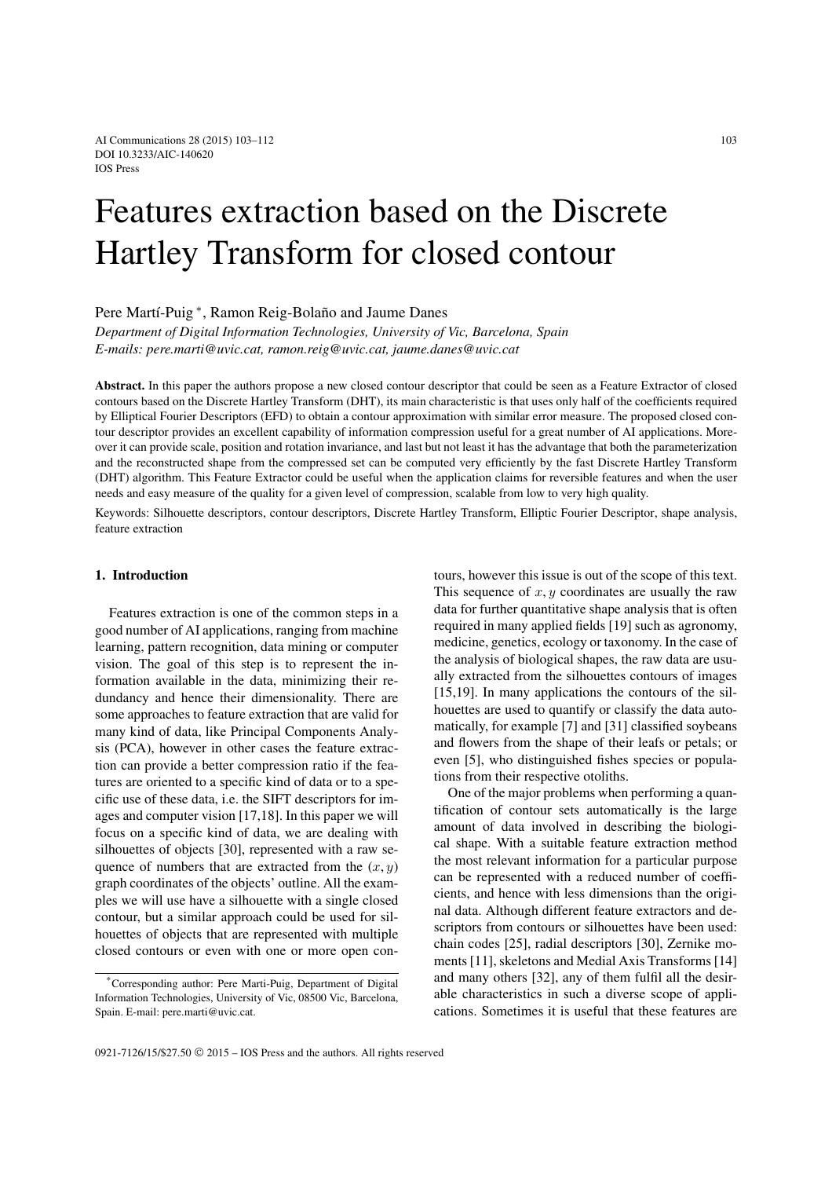# Features extraction based on the Discrete Hartley Transform for closed contour

Pere Martí-Puig [*], Ramon Reig-Bolaño and Jaume Danes

*Department of Digital Information Technologies, University of Vic, Barcelona, Spain*
*E-mails: pere.marti@uvic.cat, ramon.reig@uvic.cat, jaume.danes@uvic.cat*

**Abstract.** In this paper the authors propose a new closed contour descriptor that could be seen as a Feature Extractor of closed contours based on the Discrete Hartley Transform (DHT), its main characteristic is that uses only half of the coefficients required by Elliptical Fourier Descriptors (EFD) to obtain a contour approximation with similar error measure. The proposed closed contour descriptor provides an excellent capability of information compression useful for a great number of AI applications. Moreover it can provide scale, position and rotation invariance, and last but not least it has the advantage that both the parameterization and the reconstructed shape from the compressed set can be computed very efficiently by the fast Discrete Hartley Transform (DHT) algorithm. This Feature Extractor could be useful when the application claims for reversible features and when the user needs and easy measure of the quality for a given level of compression, scalable from low to very high quality.

Keywords: Silhouette descriptors, contour descriptors, Discrete Hartley Transform, Elliptic Fourier Descriptor, shape analysis, feature extraction

## 1. Introduction

Features extraction is one of the common steps in a good number of AI applications, ranging from machine learning, pattern recognition, data mining or computer vision. The goal of this step is to represent the information available in the data, minimizing their redundancy and hence their dimensionality. There are some approaches to feature extraction that are valid for many kind of data, like Principal Components Analysis (PCA), however in other cases the feature extraction can provide a better compression ratio if the features are oriented to a specific kind of data or to a specific use of these data, i.e. the SIFT descriptors for images and computer vision [17,18]. In this paper we will focus on a specific kind of data, we are dealing with silhouettes of objects [30], represented with a raw sequence of numbers that are extracted from the $(x, y)$ graph coordinates of the objects' outline. All the examples we will use have a silhouette with a single closed contour, but a similar approach could be used for silhouettes of objects that are represented with multiple closed contours or even with one or more open contours, however this issue is out of the scope of this text. This sequence of $x, y$ coordinates are usually the raw data for further quantitative shape analysis that is often required in many applied fields [19] such as agronomy, medicine, genetics, ecology or taxonomy. In the case of the analysis of biological shapes, the raw data are usually extracted from the silhouettes contours of images [15,19]. In many applications the contours of the silhouettes are used to quantify or classify the data automatically, for example [7] and [31] classified soybeans and flowers from the shape of their leafs or petals; or even [5], who distinguished fishes species or populations from their respective otoliths.

One of the major problems when performing a quantification of contour sets automatically is the large amount of data involved in describing the biological shape. With a suitable feature extraction method the most relevant information for a particular purpose can be represented with a reduced number of coefficients, and hence with less dimensions than the original data. Although different feature extractors and descriptors from contours or silhouettes have been used: chain codes [25], radial descriptors [30], Zernike moments [11], skeletons and Medial Axis Transforms [14] and many others [32], any of them fulfil all the desirable characteristics in such a diverse scope of applications. Sometimes it is useful that these features are

[*] Corresponding author: Pere Marti-Puig, Department of Digital Information Technologies, University of Vic, 08500 Vic, Barcelona, Spain. E-mail: pere.marti@uvic.cat.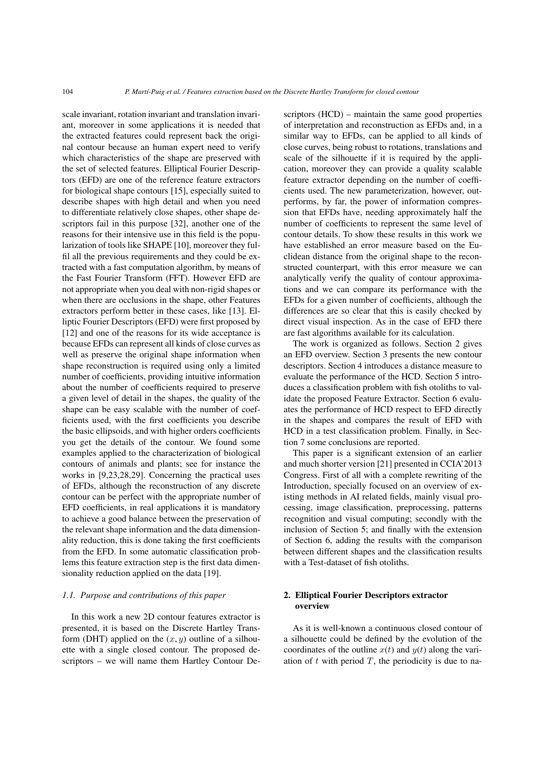scale invariant, rotation invariant and translation invariant, moreover in some applications it is needed that the extracted features could represent back the original contour because an human expert need to verify which characteristics of the shape are preserved with the set of selected features. Elliptical Fourier Descriptors (EFD) are one of the reference feature extractors for biological shape contours [15], especially suited to describe shapes with high detail and when you need to differentiate relatively close shapes, other shape descriptors fail in this purpose [32], another one of the reasons for their intensive use in this field is the popularization of tools like SHAPE [10], moreover they fulfil all the previous requirements and they could be extracted with a fast computation algorithm, by means of the Fast Fourier Transform (FFT). However EFD are not appropriate when you deal with non-rigid shapes or when there are occlusions in the shape, other Features extractors perform better in these cases, like [13]. Elliptic Fourier Descriptors (EFD) were first proposed by [12] and one of the reasons for its wide acceptance is because EFDs can represent all kinds of close curves as well as preserve the original shape information when shape reconstruction is required using only a limited number of coefficients, providing intuitive information about the number of coefficients required to preserve a given level of detail in the shapes, the quality of the shape can be easy scalable with the number of coefficients used, with the first coefficients you describe the basic ellipsoids, and with higher orders coefficients you get the details of the contour. We found some examples applied to the characterization of biological contours of animals and plants; see for instance the works in [9,23,28,29]. Concerning the practical uses of EFDs, although the reconstruction of any discrete contour can be perfect with the appropriate number of EFD coefficients, in real applications it is mandatory to achieve a good balance between the preservation of the relevant shape information and the data dimensionality reduction, this is done taking the first coefficients from the EFD. In some automatic classification problems this feature extraction step is the first data dimensionality reduction applied on the data [19].

### *1.1. Purpose and contributions of this paper*

In this work a new 2D contour features extractor is presented, it is based on the Discrete Hartley Transform (DHT) applied on the $(x, y)$ outline of a silhouette with a single closed contour. The proposed descriptors – we will name them Hartley Contour Descriptors (HCD) – maintain the same good properties of interpretation and reconstruction as EFDs and, in a similar way to EFDs, can be applied to all kinds of close curves, being robust to rotations, translations and scale of the silhouette if it is required by the application, moreover they can provide a quality scalable feature extractor depending on the number of coefficients used. The new parameterization, however, outperforms, by far, the power of information compression that EFDs have, needing approximately half the number of coefficients to represent the same level of contour details. To show these results in this work we have established an error measure based on the Euclidean distance from the original shape to the reconstructed counterpart, with this error measure we can analytically verify the quality of contour approximations and we can compare its performance with the EFDs for a given number of coefficients, although the differences are so clear that this is easily checked by direct visual inspection. As in the case of EFD there are fast algorithms available for its calculation.

The work is organized as follows. Section 2 gives an EFD overview. Section 3 presents the new contour descriptors. Section 4 introduces a distance measure to evaluate the performance of the HCD. Section 5 introduces a classification problem with fish otoliths to validate the proposed Feature Extractor. Section 6 evaluates the performance of HCD respect to EFD directly in the shapes and compares the result of EFD with HCD in a test classification problem. Finally, in Section 7 some conclusions are reported.

This paper is a significant extension of an earlier and much shorter version [21] presented in CCIA'2013 Congress. First of all with a complete rewriting of the Introduction, specially focused on an overview of existing methods in AI related fields, mainly visual processing, image classification, preprocessing, patterns recognition and visual computing; secondly with the inclusion of Section 5; and finally with the extension of Section 6, adding the results with the comparison between different shapes and the classification results with a Test-dataset of fish otoliths.

## 2. Elliptical Fourier Descriptors extractor overview

As it is well-known a continuous closed contour of a silhouette could be defined by the evolution of the coordinates of the outline $x(t)$ and $y(t)$ along the variation of $t$ with period $T$, the periodicity is due to na-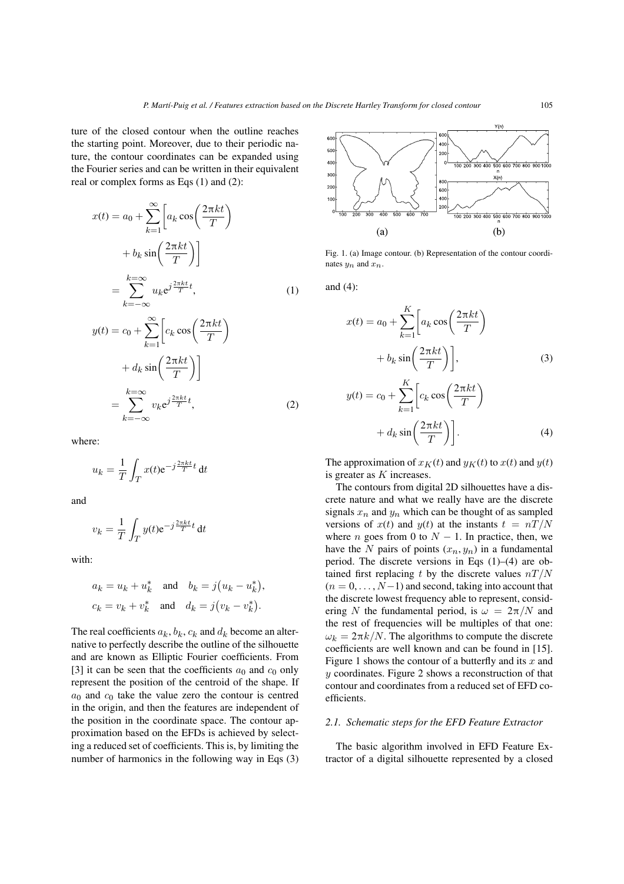ture of the closed contour when the outline reaches the starting point. Moreover, due to their periodic nature, the contour coordinates can be expanded using the Fourier series and can be written in their equivalent real or complex forms as Eqs (1) and (2):

$$x(t) = a_0 + \sum_{k=1}^{\infty}\left[a_k \cos\left(\frac{2\pi kt}{T}\right) + b_k \sin\left(\frac{2\pi kt}{T}\right)\right] = \sum_{k=-\infty}^{k=\infty} u_k \mathrm{e}^{j\frac{2\pi kt}{T}t}, \tag{1}$$

$$y(t) = c_0 + \sum_{k=1}^{\infty}\left[c_k \cos\left(\frac{2\pi kt}{T}\right) + d_k \sin\left(\frac{2\pi kt}{T}\right)\right] = \sum_{k=-\infty}^{k=\infty} v_k \mathrm{e}^{j\frac{2\pi kt}{T}t}, \tag{2}$$

where:

$$u_k = \frac{1}{T}\int_T x(t)\mathrm{e}^{-j\frac{2\pi kt}{T}t}\,\mathrm{d}t$$

and

$$v_k = \frac{1}{T}\int_T y(t)\mathrm{e}^{-j\frac{2\pi kt}{T}t}\,\mathrm{d}t$$

with:

$$a_k = u_k + u_k^* \quad \text{and} \quad b_k = j\left(u_k - u_k^*\right),$$
$$c_k = v_k + v_k^* \quad \text{and} \quad d_k = j\left(v_k - v_k^*\right).$$

The real coefficients $a_k, b_k, c_k$ and $d_k$ become an alternative to perfectly describe the outline of the silhouette and are known as Elliptic Fourier coefficients. From [3] it can be seen that the coefficients $a_0$ and $c_0$ only represent the position of the centroid of the shape. If $a_0$ and $c_0$ take the value zero the contour is centred in the origin, and then the features are independent of the position in the coordinate space. The contour approximation based on the EFDs is achieved by selecting a reduced set of coefficients. This is, by limiting the number of harmonics in the following way in Eqs (3) and (4):

Fig. 1. (a) Image contour. (b) Representation of the contour coordinates $y_n$ and $x_n$.

$$x(t) = a_0 + \sum_{k=1}^{K}\left[a_k \cos\left(\frac{2\pi kt}{T}\right) + b_k \sin\left(\frac{2\pi kt}{T}\right)\right], \tag{3}$$

$$y(t) = c_0 + \sum_{k=1}^{K}\left[c_k \cos\left(\frac{2\pi kt}{T}\right) + d_k \sin\left(\frac{2\pi kt}{T}\right)\right]. \tag{4}$$

The approximation of $x_K(t)$ and $y_K(t)$ to $x(t)$ and $y(t)$ is greater as $K$ increases.

The contours from digital 2D silhouettes have a discrete nature and what we really have are the discrete signals $x_n$ and $y_n$ which can be thought of as sampled versions of $x(t)$ and $y(t)$ at the instants $t = nT/N$ where $n$ goes from 0 to $N-1$. In practice, then, we have the $N$ pairs of points $(x_n, y_n)$ in a fundamental period. The discrete versions in Eqs (1)–(4) are obtained first replacing $t$ by the discrete values $nT/N$ $(n = 0, \ldots, N-1)$ and second, taking into account that the discrete lowest frequency able to represent, considering $N$ the fundamental period, is $\omega = 2\pi/N$ and the rest of frequencies will be multiples of that one: $\omega_k = 2\pi k/N$. The algorithms to compute the discrete coefficients are well known and can be found in [15]. Figure 1 shows the contour of a butterfly and its $x$ and $y$ coordinates. Figure 2 shows a reconstruction of that contour and coordinates from a reduced set of EFD coefficients.

### 2.1. Schematic steps for the EFD Feature Extractor

The basic algorithm involved in EFD Feature Extractor of a digital silhouette represented by a closed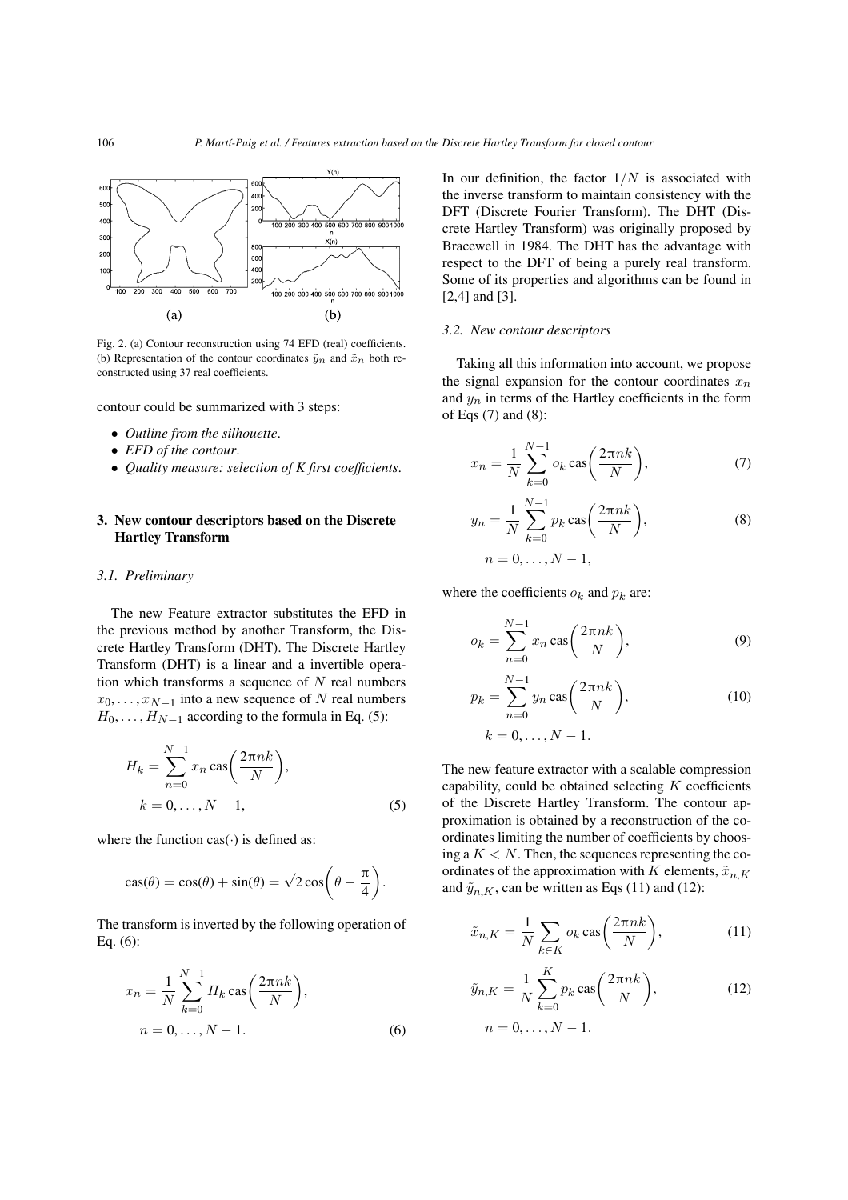Fig. 2. (a) Contour reconstruction using 74 EFD (real) coefficients. (b) Representation of the contour coordinates $\tilde{y}_n$ and $\tilde{x}_n$ both reconstructed using 37 real coefficients.

contour could be summarized with 3 steps:

- *Outline from the silhouette*.
- *EFD of the contour*.
- *Quality measure: selection of K first coefficients*.

## 3. New contour descriptors based on the Discrete Hartley Transform

### 3.1. Preliminary

The new Feature extractor substitutes the EFD in the previous method by another Transform, the Discrete Hartley Transform (DHT). The Discrete Hartley Transform (DHT) is a linear and a invertible operation which transforms a sequence of $N$ real numbers $x_0, \ldots, x_{N-1}$ into a new sequence of $N$ real numbers $H_0, \ldots, H_{N-1}$ according to the formula in Eq. (5):

$$H_k = \sum_{n=0}^{N-1} x_n \operatorname{cas}\left(\frac{2\pi nk}{N}\right), \quad k = 0, \ldots, N-1, \tag{5}$$

where the function $\operatorname{cas}(\cdot)$ is defined as:

$$\operatorname{cas}(\theta) = \cos(\theta) + \sin(\theta) = \sqrt{2}\cos\left(\theta - \frac{\pi}{4}\right).$$

The transform is inverted by the following operation of Eq. (6):

$$x_n = \frac{1}{N}\sum_{k=0}^{N-1} H_k \operatorname{cas}\left(\frac{2\pi nk}{N}\right), \quad n = 0, \ldots, N-1. \tag{6}$$

In our definition, the factor $1/N$ is associated with the inverse transform to maintain consistency with the DFT (Discrete Fourier Transform). The DHT (Discrete Hartley Transform) was originally proposed by Bracewell in 1984. The DHT has the advantage with respect to the DFT of being a purely real transform. Some of its properties and algorithms can be found in [2,4] and [3].

### 3.2. New contour descriptors

Taking all this information into account, we propose the signal expansion for the contour coordinates $x_n$ and $y_n$ in terms of the Hartley coefficients in the form of Eqs (7) and (8):

$$x_n = \frac{1}{N}\sum_{k=0}^{N-1} o_k \operatorname{cas}\left(\frac{2\pi nk}{N}\right), \tag{7}$$

$$y_n = \frac{1}{N}\sum_{k=0}^{N-1} p_k \operatorname{cas}\left(\frac{2\pi nk}{N}\right), \tag{8}$$

$$n = 0, \ldots, N-1,$$

where the coefficients $o_k$ and $p_k$ are:

$$o_k = \sum_{n=0}^{N-1} x_n \operatorname{cas}\left(\frac{2\pi nk}{N}\right), \tag{9}$$

$$p_k = \sum_{n=0}^{N-1} y_n \operatorname{cas}\left(\frac{2\pi nk}{N}\right), \tag{10}$$

$$k = 0, \ldots, N-1.$$

The new feature extractor with a scalable compression capability, could be obtained selecting $K$ coefficients of the Discrete Hartley Transform. The contour approximation is obtained by a reconstruction of the coordinates limiting the number of coefficients by choosing a $K < N$. Then, the sequences representing the coordinates of the approximation with $K$ elements, $\tilde{x}_{n,K}$ and $\tilde{y}_{n,K}$, can be written as Eqs (11) and (12):

$$\tilde{x}_{n,K} = \frac{1}{N}\sum_{k \in K} o_k \operatorname{cas}\left(\frac{2\pi nk}{N}\right), \tag{11}$$

$$\tilde{y}_{n,K} = \frac{1}{N}\sum_{k=0}^{K} p_k \operatorname{cas}\left(\frac{2\pi nk}{N}\right), \tag{12}$$

$$n = 0, \ldots, N-1.$$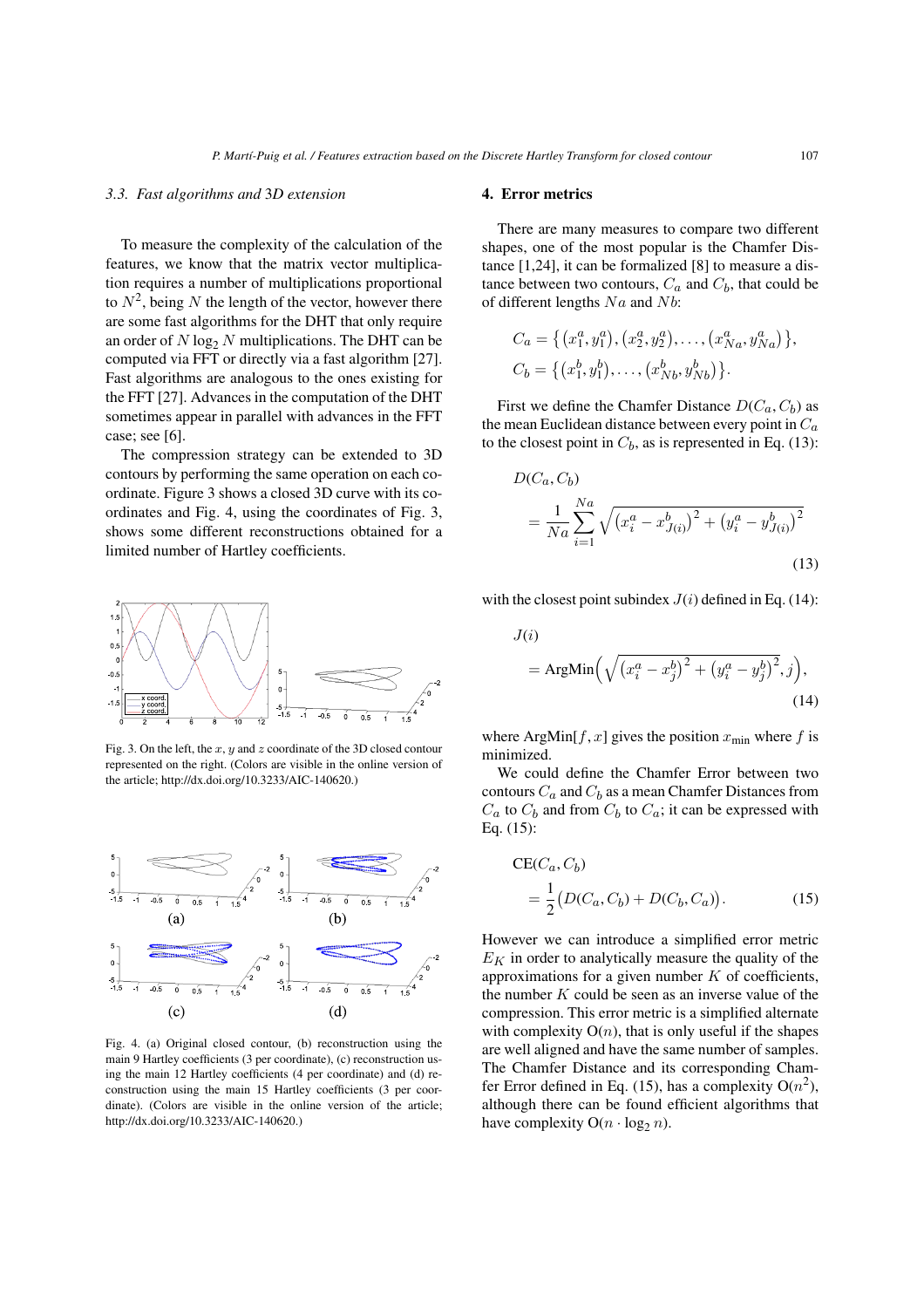### 3.3. Fast algorithms and 3D extension

To measure the complexity of the calculation of the features, we know that the matrix vector multiplication requires a number of multiplications proportional to $N^2$, being $N$ the length of the vector, however there are some fast algorithms for the DHT that only require an order of $N \log_2 N$ multiplications. The DHT can be computed via FFT or directly via a fast algorithm [27]. Fast algorithms are analogous to the ones existing for the FFT [27]. Advances in the computation of the DHT sometimes appear in parallel with advances in the FFT case; see [6].

The compression strategy can be extended to 3D contours by performing the same operation on each coordinate. Figure 3 shows a closed 3D curve with its coordinates and Fig. 4, using the coordinates of Fig. 3, shows some different reconstructions obtained for a limited number of Hartley coefficients.

Fig. 3. On the left, the $x$, $y$ and $z$ coordinate of the 3D closed contour represented on the right. (Colors are visible in the online version of the article; http://dx.doi.org/10.3233/AIC-140620.)

Fig. 4. (a) Original closed contour, (b) reconstruction using the main 9 Hartley coefficients (3 per coordinate), (c) reconstruction using the main 12 Hartley coefficients (4 per coordinate) and (d) reconstruction using the main 15 Hartley coefficients (3 per coordinate). (Colors are visible in the online version of the article; http://dx.doi.org/10.3233/AIC-140620.)

## 4. Error metrics

There are many measures to compare two different shapes, one of the most popular is the Chamfer Distance [1,24], it can be formalized [8] to measure a distance between two contours, $C_a$ and $C_b$, that could be of different lengths $Na$ and $Nb$:

$$C_a = \{(x_1^a, y_1^a), (x_2^a, y_2^a), \ldots, (x_{Na}^a, y_{Na}^a)\},$$
$$C_b = \{(x_1^b, y_1^b), \ldots, (x_{Nb}^b, y_{Nb}^b)\}.$$

First we define the Chamfer Distance $D(C_a, C_b)$ as the mean Euclidean distance between every point in $C_a$ to the closest point in $C_b$, as is represented in Eq. (13):

$$D(C_a, C_b) = \frac{1}{Na} \sum_{i=1}^{Na} \sqrt{\left(x_i^a - x_{J(i)}^b\right)^2 + \left(y_i^a - y_{J(i)}^b\right)^2} \tag{13}$$

with the closest point subindex $J(i)$ defined in Eq. (14):

$$J(i) = \mathrm{ArgMin}\left(\sqrt{\left(x_i^a - x_j^b\right)^2 + \left(y_i^a - y_j^b\right)^2}, j\right), \tag{14}$$

where ArgMin$[f, x]$ gives the position $x_{\min}$ where $f$ is minimized.

We could define the Chamfer Error between two contours $C_a$ and $C_b$ as a mean Chamfer Distances from $C_a$ to $C_b$ and from $C_b$ to $C_a$; it can be expressed with Eq. (15):

$$\mathrm{CE}(C_a, C_b) = \frac{1}{2}\big(D(C_a, C_b) + D(C_b, C_a)\big). \tag{15}$$

However we can introduce a simplified error metric $E_K$ in order to analytically measure the quality of the approximations for a given number $K$ of coefficients, the number $K$ could be seen as an inverse value of the compression. This error metric is a simplified alternate with complexity $\mathrm{O}(n)$, that is only useful if the shapes are well aligned and have the same number of samples. The Chamfer Distance and its corresponding Chamfer Error defined in Eq. (15), has a complexity $\mathrm{O}(n^2)$, although there can be found efficient algorithms that have complexity $\mathrm{O}(n \cdot \log_2 n)$.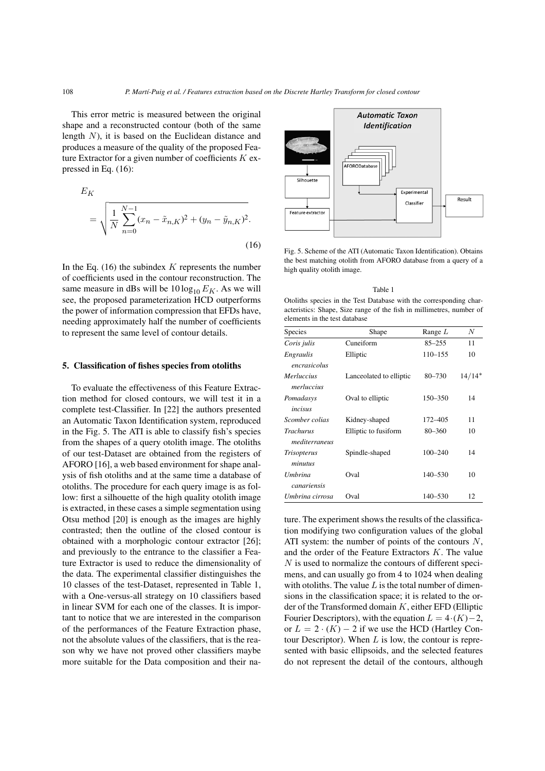This error metric is measured between the original shape and a reconstructed contour (both of the same length $N$), it is based on the Euclidean distance and produces a measure of the quality of the proposed Feature Extractor for a given number of coefficients $K$ expressed in Eq. (16):

$$E_K = \sqrt{\frac{1}{N}\sum_{n=0}^{N-1}(x_n - \tilde{x}_{n,K})^2 + (y_n - \tilde{y}_{n,K})^2}. \quad (16)$$

In the Eq. (16) the subindex $K$ represents the number of coefficients used in the contour reconstruction. The same measure in dBs will be $10\log_{10} E_K$. As we will see, the proposed parameterization HCD outperforms the power of information compression that EFDs have, needing approximately half the number of coefficients to represent the same level of contour details.

## 5. Classification of fishes species from otoliths

To evaluate the effectiveness of this Feature Extraction method for closed contours, we will test it in a complete test-Classifier. In [22] the authors presented an Automatic Taxon Identification system, reproduced in the Fig. 5. The ATI is able to classify fish's species from the shapes of a query otolith image. The otoliths of our test-Dataset are obtained from the registers of AFORO [16], a web based environment for shape analysis of fish otoliths and at the same time a database of otoliths. The procedure for each query image is as follow: first a silhouette of the high quality otolith image is extracted, in these cases a simple segmentation using Otsu method [20] is enough as the images are highly contrasted; then the outline of the closed contour is obtained with a morphologic contour extractor [26]; and previously to the entrance to the classifier a Feature Extractor is used to reduce the dimensionality of the data. The experimental classifier distinguishes the 10 classes of the test-Dataset, represented in Table 1, with a One-versus-all strategy on 10 classifiers based in linear SVM for each one of the classes. It is important to notice that we are interested in the comparison of the performances of the Feature Extraction phase, not the absolute values of the classifiers, that is the reason why we have not proved other classifiers maybe more suitable for the Data composition and their nature. The experiment shows the results of the classification modifying two configuration values of the global ATI system: the number of points of the contours $N$, and the order of the Feature Extractors $K$. The value $N$ is used to normalize the contours of different specimens, and can usually go from 4 to 1024 when dealing with otoliths. The value $L$ is the total number of dimensions in the classification space; it is related to the order of the Transformed domain $K$, either EFD (Elliptic Fourier Descriptors), with the equation $L = 4\cdot(K)-2$, or $L = 2\cdot(K)-2$ if we use the HCD (Hartley Contour Descriptor). When $L$ is low, the contour is represented with basic ellipsoids, and the selected features do not represent the detail of the contours, although

Fig. 5. Scheme of the ATI (Automatic Taxon Identification). Obtains the best matching otolith from AFORO database from a query of a high quality otolith image.

Table 1

Otoliths species in the Test Database with the corresponding characteristics: Shape, Size range of the fish in millimetres, number of elements in the test database

| Species | Shape | Range $L$ | $N$ |
|---|---|---|---|
| *Coris julis* | Cuneiform | 85–255 | 11 |
| *Engraulis encrasicolus* | Elliptic | 110–155 | 10 |
| *Merluccius merluccius* | Lanceolated to elliptic | 80–730 | $14/14^*$ |
| *Pomadasys incisus* | Oval to elliptic | 150–350 | 14 |
| *Scomber colias* | Kidney-shaped | 172–405 | 11 |
| *Trachurus mediterraneus* | Elliptic to fusiform | 80–360 | 10 |
| *Trisopterus minutus* | Spindle-shaped | 100–240 | 14 |
| *Umbrina canariensis* | Oval | 140–530 | 10 |
| *Umbrina cirrosa* | Oval | 140–530 | 12 |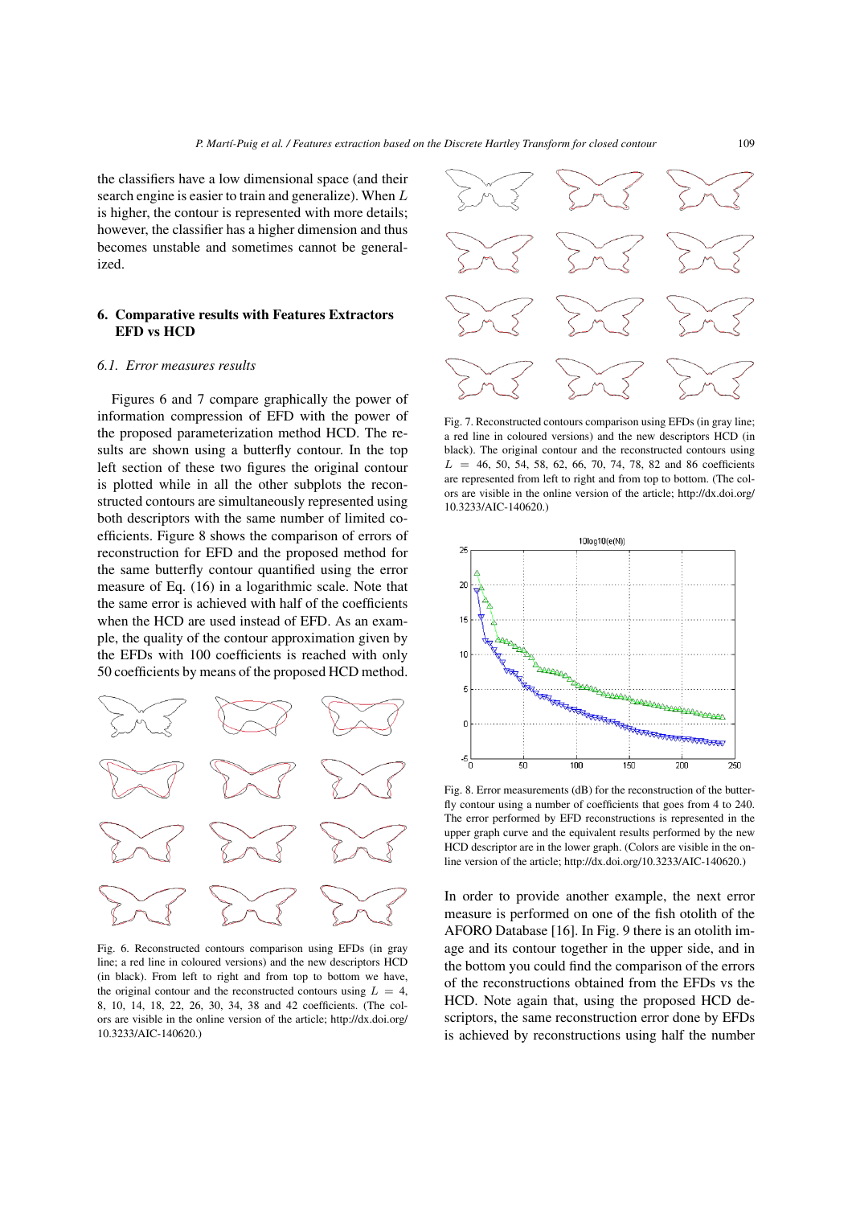the classifiers have a low dimensional space (and their search engine is easier to train and generalize). When $L$ is higher, the contour is represented with more details; however, the classifier has a higher dimension and thus becomes unstable and sometimes cannot be generalized.

## 6. Comparative results with Features Extractors EFD vs HCD

### 6.1. Error measures results

Figures 6 and 7 compare graphically the power of information compression of EFD with the power of the proposed parameterization method HCD. The results are shown using a butterfly contour. In the top left section of these two figures the original contour is plotted while in all the other subplots the reconstructed contours are simultaneously represented using both descriptors with the same number of limited coefficients. Figure 8 shows the comparison of errors of reconstruction for EFD and the proposed method for the same butterfly contour quantified using the error measure of Eq. (16) in a logarithmic scale. Note that the same error is achieved with half of the coefficients when the HCD are used instead of EFD. As an example, the quality of the contour approximation given by the EFDs with 100 coefficients is reached with only 50 coefficients by means of the proposed HCD method.

Fig. 6. Reconstructed contours comparison using EFDs (in gray line; a red line in coloured versions) and the new descriptors HCD (in black). From left to right and from top to bottom we have, the original contour and the reconstructed contours using $L = 4$, 8, 10, 14, 18, 22, 26, 30, 34, 38 and 42 coefficients. (The colors are visible in the online version of the article; http://dx.doi.org/10.3233/AIC-140620.)

Fig. 7. Reconstructed contours comparison using EFDs (in gray line; a red line in coloured versions) and the new descriptors HCD (in black). The original contour and the reconstructed contours using $L = 46$, 50, 54, 58, 62, 66, 70, 74, 78, 82 and 86 coefficients are represented from left to right and from top to bottom. (The colors are visible in the online version of the article; http://dx.doi.org/10.3233/AIC-140620.)

Fig. 8. Error measurements (dB) for the reconstruction of the butterfly contour using a number of coefficients that goes from 4 to 240. The error performed by EFD reconstructions is represented in the upper graph curve and the equivalent results performed by the new HCD descriptor are in the lower graph. (Colors are visible in the online version of the article; http://dx.doi.org/10.3233/AIC-140620.)

In order to provide another example, the next error measure is performed on one of the fish otolith of the AFORO Database [16]. In Fig. 9 there is an otolith image and its contour together in the upper side, and in the bottom you could find the comparison of the errors of the reconstructions obtained from the EFDs vs the HCD. Note again that, using the proposed HCD descriptors, the same reconstruction error done by EFDs is achieved by reconstructions using half the number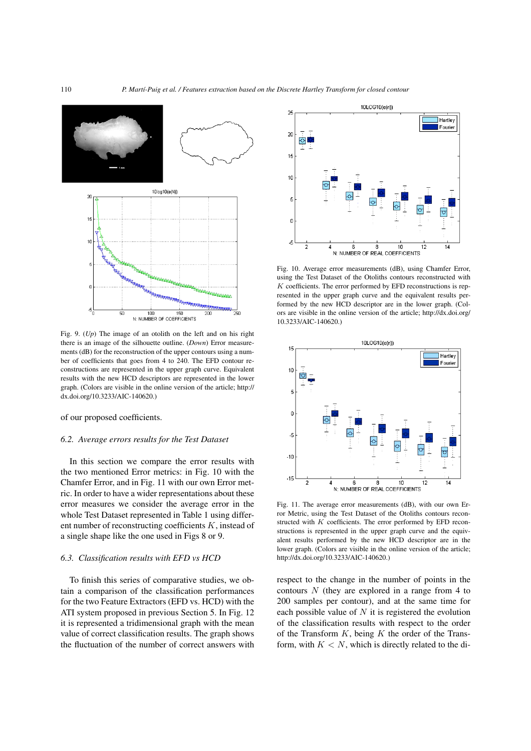Fig. 9. (*Up*) The image of an otolith on the left and on his right there is an image of the silhouette outline. (*Down*) Error measurements (dB) for the reconstruction of the upper contours using a number of coefficients that goes from 4 to 240. The EFD contour reconstructions are represented in the upper graph curve. Equivalent results with the new HCD descriptors are represented in the lower graph. (Colors are visible in the online version of the article; http://dx.doi.org/10.3233/AIC-140620.)

of our proposed coefficients.

### 6.2. Average errors results for the Test Dataset

In this section we compare the error results with the two mentioned Error metrics: in Fig. 10 with the Chamfer Error, and in Fig. 11 with our own Error metric. In order to have a wider representations about these error measures we consider the average error in the whole Test Dataset represented in Table 1 using different number of reconstructing coefficients $K$, instead of a single shape like the one used in Figs 8 or 9.

### 6.3. Classification results with EFD vs HCD

To finish this series of comparative studies, we obtain a comparison of the classification performances for the two Feature Extractors (EFD vs. HCD) with the ATI system proposed in previous Section 5. In Fig. 12 it is represented a tridimensional graph with the mean value of correct classification results. The graph shows the fluctuation of the number of correct answers with

Fig. 10. Average error measurements (dB), using Chamfer Error, using the Test Dataset of the Otoliths contours reconstructed with $K$ coefficients. The error performed by EFD reconstructions is represented in the upper graph curve and the equivalent results performed by the new HCD descriptor are in the lower graph. (Colors are visible in the online version of the article; http://dx.doi.org/10.3233/AIC-140620.)

Fig. 11. The average error measurements (dB), with our own Error Metric, using the Test Dataset of the Otoliths contours reconstructed with $K$ coefficients. The error performed by EFD reconstructions is represented in the upper graph curve and the equivalent results performed by the new HCD descriptor are in the lower graph. (Colors are visible in the online version of the article; http://dx.doi.org/10.3233/AIC-140620.)

respect to the change in the number of points in the contours $N$ (they are explored in a range from 4 to 200 samples per contour), and at the same time for each possible value of $N$ it is registered the evolution of the classification results with respect to the order of the Transform $K$, being $K$ the order of the Transform, with $K < N$, which is directly related to the di-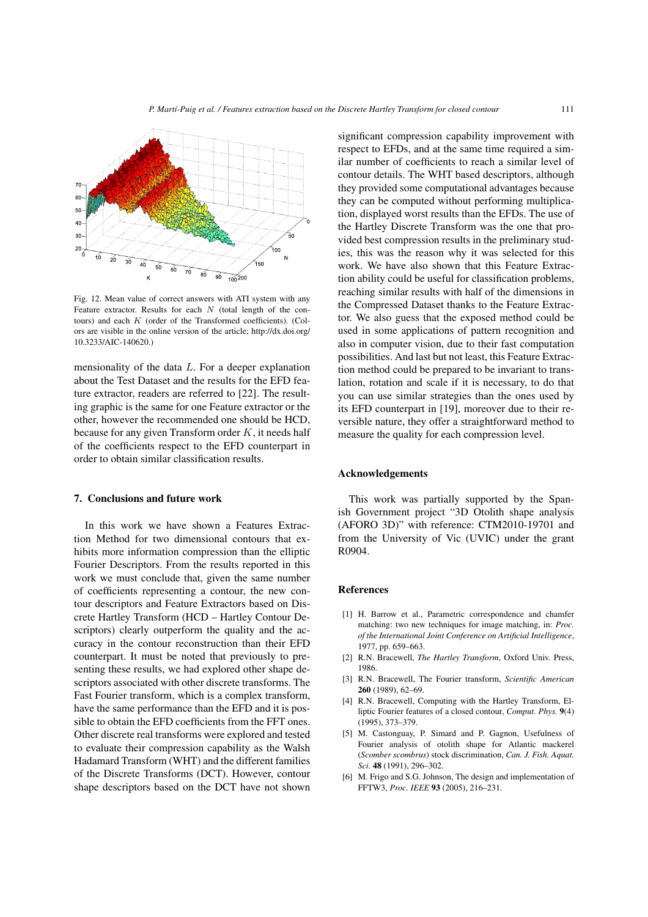Fig. 12. Mean value of correct answers with ATI system with any Feature extractor. Results for each $N$ (total length of the contours) and each $K$ (order of the Transformed coefficients). (Colors are visible in the online version of the article; http://dx.doi.org/10.3233/AIC-140620.)

mensionality of the data $L$. For a deeper explanation about the Test Dataset and the results for the EFD feature extractor, readers are referred to [22]. The resulting graphic is the same for one Feature extractor or the other, however the recommended one should be HCD, because for any given Transform order $K$, it needs half of the coefficients respect to the EFD counterpart in order to obtain similar classification results.

## 7. Conclusions and future work

In this work we have shown a Features Extraction Method for two dimensional contours that exhibits more information compression than the elliptic Fourier Descriptors. From the results reported in this work we must conclude that, given the same number of coefficients representing a contour, the new contour descriptors and Feature Extractors based on Discrete Hartley Transform (HCD – Hartley Contour Descriptors) clearly outperform the quality and the accuracy in the contour reconstruction than their EFD counterpart. It must be noted that previously to presenting these results, we had explored other shape descriptors associated with other discrete transforms. The Fast Fourier transform, which is a complex transform, have the same performance than the EFD and it is possible to obtain the EFD coefficients from the FFT ones. Other discrete real transforms were explored and tested to evaluate their compression capability as the Walsh Hadamard Transform (WHT) and the different families of the Discrete Transforms (DCT). However, contour shape descriptors based on the DCT have not shown significant compression capability improvement with respect to EFDs, and at the same time required a similar number of coefficients to reach a similar level of contour details. The WHT based descriptors, although they provided some computational advantages because they can be computed without performing multiplication, displayed worst results than the EFDs. The use of the Hartley Discrete Transform was the one that provided best compression results in the preliminary studies, this was the reason why it was selected for this work. We have also shown that this Feature Extraction ability could be useful for classification problems, reaching similar results with half of the dimensions in the Compressed Dataset thanks to the Feature Extractor. We also guess that the exposed method could be used in some applications of pattern recognition and also in computer vision, due to their fast computation possibilities. And last but not least, this Feature Extraction method could be prepared to be invariant to translation, rotation and scale if it is necessary, to do that you can use similar strategies than the ones used by its EFD counterpart in [19], moreover due to their reversible nature, they offer a straightforward method to measure the quality for each compression level.

## Acknowledgements

This work was partially supported by the Spanish Government project "3D Otolith shape analysis (AFORO 3D)" with reference: CTM2010-19701 and from the University of Vic (UVIC) under the grant R0904.

## References

[1] H. Barrow et al., Parametric correspondence and chamfer matching: two new techniques for image matching, in: *Proc. of the International Joint Conference on Artificial Intelligence*, 1977, pp. 659–663.

[2] R.N. Bracewell, *The Hartley Transform*, Oxford Univ. Press, 1986.

[3] R.N. Bracewell, The Fourier transform, *Scientific American* **260** (1989), 62–69.

[4] R.N. Bracewell, Computing with the Hartley Transform, Elliptic Fourier features of a closed contour, *Comput. Phys.* **9**(4) (1995), 373–379.

[5] M. Castonguay, P. Simard and P. Gagnon, Usefulness of Fourier analysis of otolith shape for Atlantic mackerel (*Scomber scombrus*) stock discrimination, *Can. J. Fish. Aquat. Sci.* **48** (1991), 296–302.

[6] M. Frigo and S.G. Johnson, The design and implementation of FFTW3, *Proc. IEEE* **93** (2005), 216–231.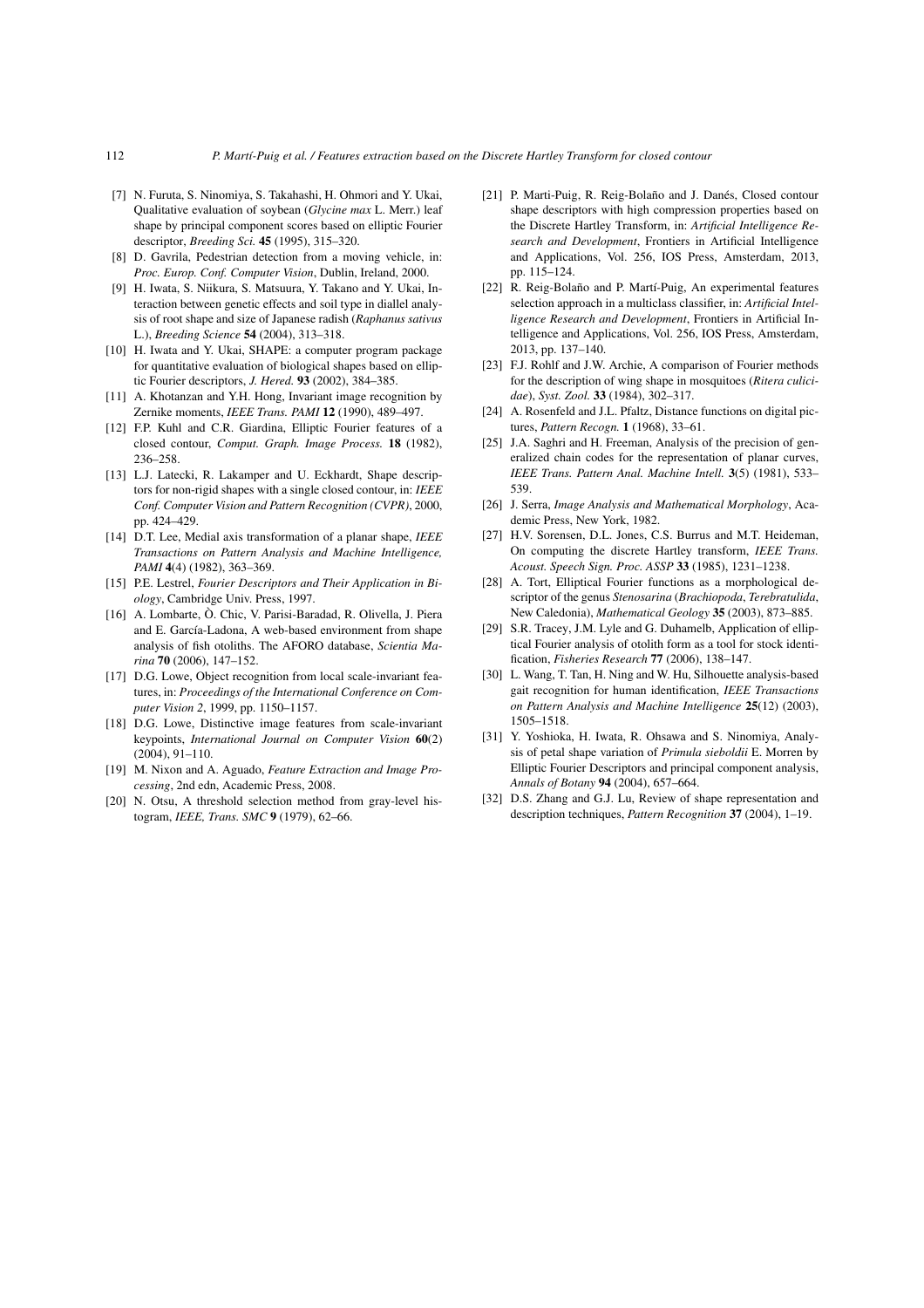[7] N. Furuta, S. Ninomiya, S. Takahashi, H. Ohmori and Y. Ukai, Qualitative evaluation of soybean (*Glycine max* L. Merr.) leaf shape by principal component scores based on elliptic Fourier descriptor, *Breeding Sci.* **45** (1995), 315–320.

[8] D. Gavrila, Pedestrian detection from a moving vehicle, in: *Proc. Europ. Conf. Computer Vision*, Dublin, Ireland, 2000.

[9] H. Iwata, S. Niikura, S. Matsuura, Y. Takano and Y. Ukai, Interaction between genetic effects and soil type in diallel analysis of root shape and size of Japanese radish (*Raphanus sativus* L.), *Breeding Science* **54** (2004), 313–318.

[10] H. Iwata and Y. Ukai, SHAPE: a computer program package for quantitative evaluation of biological shapes based on elliptic Fourier descriptors, *J. Hered.* **93** (2002), 384–385.

[11] A. Khotanzan and Y.H. Hong, Invariant image recognition by Zernike moments, *IEEE Trans. PAMI* **12** (1990), 489–497.

[12] F.P. Kuhl and C.R. Giardina, Elliptic Fourier features of a closed contour, *Comput. Graph. Image Process.* **18** (1982), 236–258.

[13] L.J. Latecki, R. Lakamper and U. Eckhardt, Shape descriptors for non-rigid shapes with a single closed contour, in: *IEEE Conf. Computer Vision and Pattern Recognition (CVPR)*, 2000, pp. 424–429.

[14] D.T. Lee, Medial axis transformation of a planar shape, *IEEE Transactions on Pattern Analysis and Machine Intelligence, PAMI* **4**(4) (1982), 363–369.

[15] P.E. Lestrel, *Fourier Descriptors and Their Application in Biology*, Cambridge Univ. Press, 1997.

[16] A. Lombarte, Ò. Chic, V. Parisi-Baradad, R. Olivella, J. Piera and E. García-Ladona, A web-based environment from shape analysis of fish otoliths. The AFORO database, *Scientia Marina* **70** (2006), 147–152.

[17] D.G. Lowe, Object recognition from local scale-invariant features, in: *Proceedings of the International Conference on Computer Vision 2*, 1999, pp. 1150–1157.

[18] D.G. Lowe, Distinctive image features from scale-invariant keypoints, *International Journal on Computer Vision* **60**(2) (2004), 91–110.

[19] M. Nixon and A. Aguado, *Feature Extraction and Image Processing*, 2nd edn, Academic Press, 2008.

[20] N. Otsu, A threshold selection method from gray-level histogram, *IEEE, Trans. SMC* **9** (1979), 62–66.

[21] P. Marti-Puig, R. Reig-Bolaño and J. Danés, Closed contour shape descriptors with high compression properties based on the Discrete Hartley Transform, in: *Artificial Intelligence Research and Development*, Frontiers in Artificial Intelligence and Applications, Vol. 256, IOS Press, Amsterdam, 2013, pp. 115–124.

[22] R. Reig-Bolaño and P. Martí-Puig, An experimental features selection approach in a multiclass classifier, in: *Artificial Intelligence Research and Development*, Frontiers in Artificial Intelligence and Applications, Vol. 256, IOS Press, Amsterdam, 2013, pp. 137–140.

[23] F.J. Rohlf and J.W. Archie, A comparison of Fourier methods for the description of wing shape in mosquitoes (*Ritera culicidae*), *Syst. Zool.* **33** (1984), 302–317.

[24] A. Rosenfeld and J.L. Pfaltz, Distance functions on digital pictures, *Pattern Recogn.* **1** (1968), 33–61.

[25] J.A. Saghri and H. Freeman, Analysis of the precision of generalized chain codes for the representation of planar curves, *IEEE Trans. Pattern Anal. Machine Intell.* **3**(5) (1981), 533–539.

[26] J. Serra, *Image Analysis and Mathematical Morphology*, Academic Press, New York, 1982.

[27] H.V. Sorensen, D.L. Jones, C.S. Burrus and M.T. Heideman, On computing the discrete Hartley transform, *IEEE Trans. Acoust. Speech Sign. Proc. ASSP* **33** (1985), 1231–1238.

[28] A. Tort, Elliptical Fourier functions as a morphological descriptor of the genus *Stenosarina* (*Brachiopoda*, *Terebratulida*, New Caledonia), *Mathematical Geology* **35** (2003), 873–885.

[29] S.R. Tracey, J.M. Lyle and G. Duhamelb, Application of elliptical Fourier analysis of otolith form as a tool for stock identification, *Fisheries Research* **77** (2006), 138–147.

[30] L. Wang, T. Tan, H. Ning and W. Hu, Silhouette analysis-based gait recognition for human identification, *IEEE Transactions on Pattern Analysis and Machine Intelligence* **25**(12) (2003), 1505–1518.

[31] Y. Yoshioka, H. Iwata, R. Ohsawa and S. Ninomiya, Analysis of petal shape variation of *Primula sieboldii* E. Morren by Elliptic Fourier Descriptors and principal component analysis, *Annals of Botany* **94** (2004), 657–664.

[32] D.S. Zhang and G.J. Lu, Review of shape representation and description techniques, *Pattern Recognition* **37** (2004), 1–19.